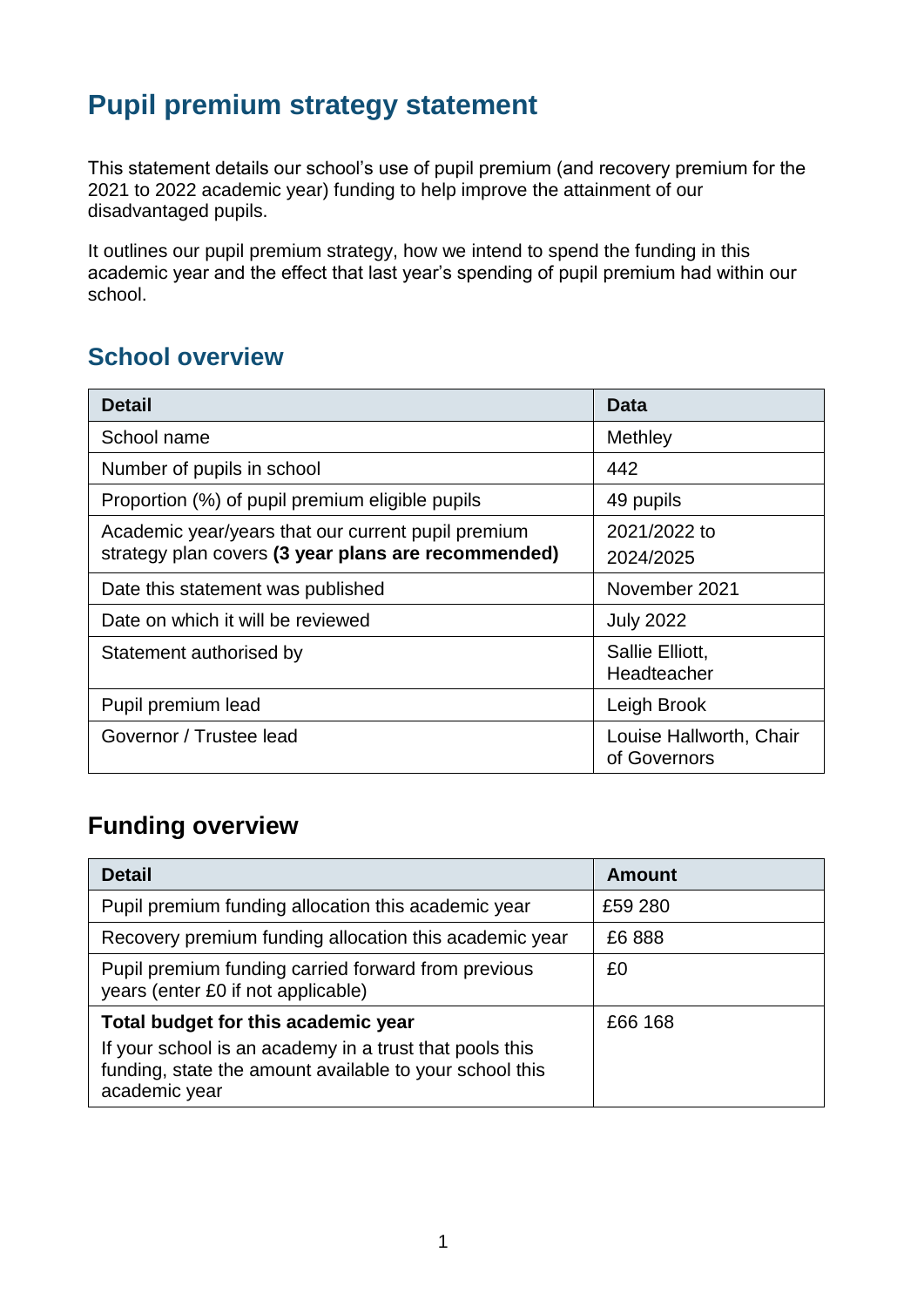# Pupil premium strategy statement

This statement details our school's use of pupil premium (and recovery premium for the 2021 to 2022 academic year) funding to help improve the attainment of our disadvantaged pupils.

It outlines our pupil premium strategy, how we intend to spend the funding in this academic year and the effect that last year's spending of pupil premium had within our school.

## School overview

| Detail | Data |
|---|---|
| School name | Methley |
| Number of pupils in school | 442 |
| Proportion (%) of pupil premium eligible pupils | 49 pupils |
| Academic year/years that our current pupil premium strategy plan covers **(3 year plans are recommended)** | 2021/2022 to 2024/2025 |
| Date this statement was published | November 2021 |
| Date on which it will be reviewed | July 2022 |
| Statement authorised by | Sallie Elliott, Headteacher |
| Pupil premium lead | Leigh Brook |
| Governor / Trustee lead | Louise Hallworth, Chair of Governors |

## Funding overview

| Detail | Amount |
|---|---|
| Pupil premium funding allocation this academic year | £59 280 |
| Recovery premium funding allocation this academic year | £6 888 |
| Pupil premium funding carried forward from previous years (enter £0 if not applicable) | £0 |
| **Total budget for this academic year**<br>If your school is an academy in a trust that pools this funding, state the amount available to your school this academic year | £66 168 |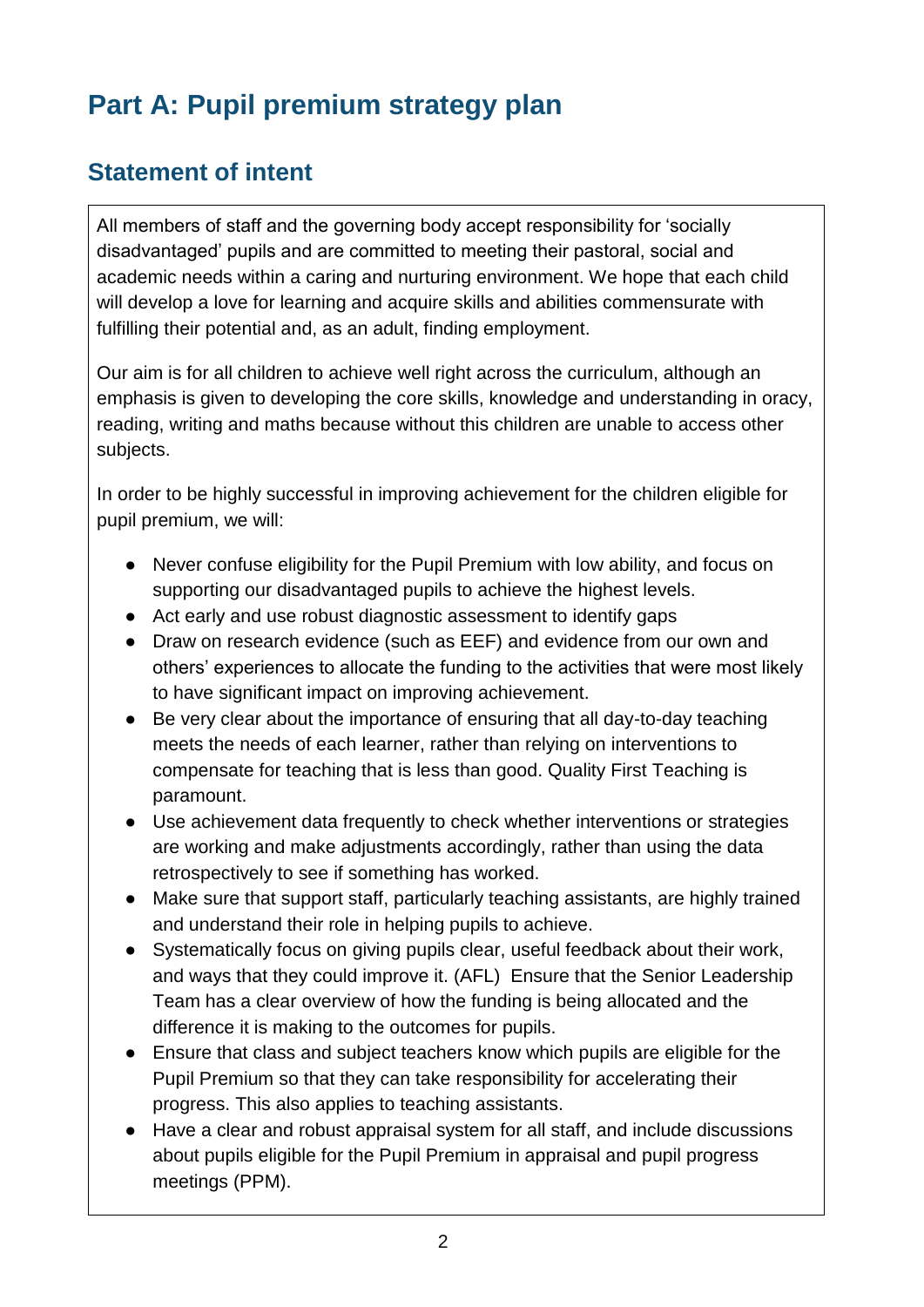# Part A: Pupil premium strategy plan

## Statement of intent

All members of staff and the governing body accept responsibility for 'socially disadvantaged' pupils and are committed to meeting their pastoral, social and academic needs within a caring and nurturing environment. We hope that each child will develop a love for learning and acquire skills and abilities commensurate with fulfilling their potential and, as an adult, finding employment.

Our aim is for all children to achieve well right across the curriculum, although an emphasis is given to developing the core skills, knowledge and understanding in oracy, reading, writing and maths because without this children are unable to access other subjects.

In order to be highly successful in improving achievement for the children eligible for pupil premium, we will:

- Never confuse eligibility for the Pupil Premium with low ability, and focus on supporting our disadvantaged pupils to achieve the highest levels.
- Act early and use robust diagnostic assessment to identify gaps
- Draw on research evidence (such as EEF) and evidence from our own and others' experiences to allocate the funding to the activities that were most likely to have significant impact on improving achievement.
- Be very clear about the importance of ensuring that all day-to-day teaching meets the needs of each learner, rather than relying on interventions to compensate for teaching that is less than good. Quality First Teaching is paramount.
- Use achievement data frequently to check whether interventions or strategies are working and make adjustments accordingly, rather than using the data retrospectively to see if something has worked.
- Make sure that support staff, particularly teaching assistants, are highly trained and understand their role in helping pupils to achieve.
- Systematically focus on giving pupils clear, useful feedback about their work, and ways that they could improve it. (AFL) Ensure that the Senior Leadership Team has a clear overview of how the funding is being allocated and the difference it is making to the outcomes for pupils.
- Ensure that class and subject teachers know which pupils are eligible for the Pupil Premium so that they can take responsibility for accelerating their progress. This also applies to teaching assistants.
- Have a clear and robust appraisal system for all staff, and include discussions about pupils eligible for the Pupil Premium in appraisal and pupil progress meetings (PPM).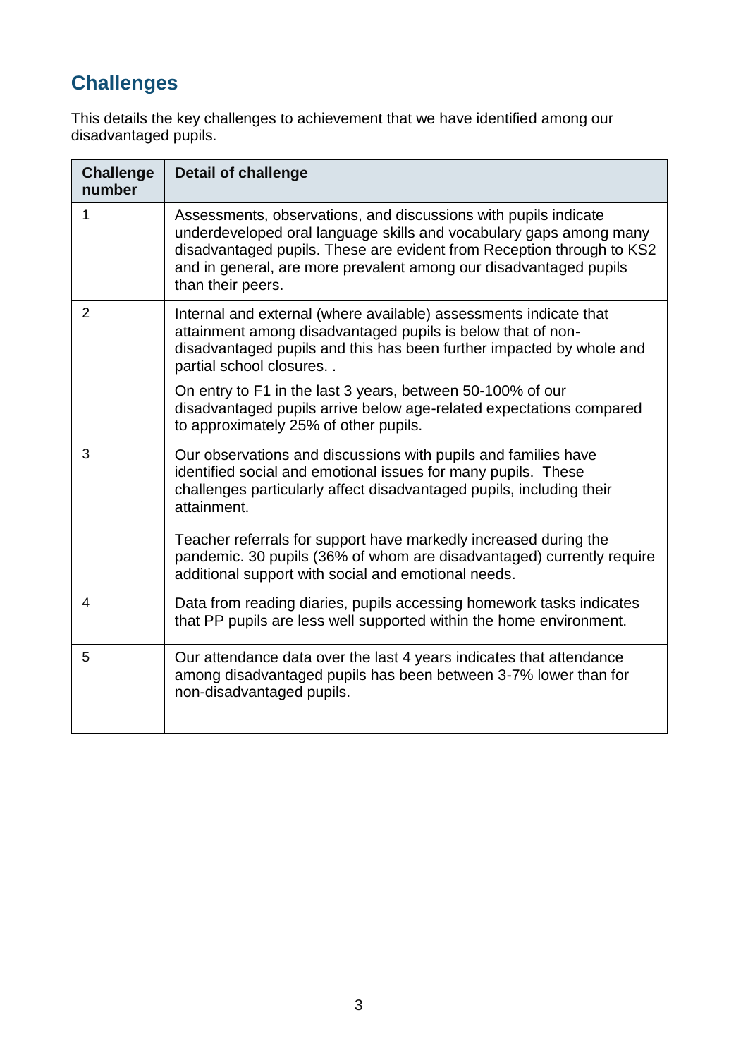## Challenges

This details the key challenges to achievement that we have identified among our disadvantaged pupils.

| Challenge number | Detail of challenge |
| --- | --- |
| 1 | Assessments, observations, and discussions with pupils indicate underdeveloped oral language skills and vocabulary gaps among many disadvantaged pupils. These are evident from Reception through to KS2 and in general, are more prevalent among our disadvantaged pupils than their peers. |
| 2 | Internal and external (where available) assessments indicate that attainment among disadvantaged pupils is below that of non-disadvantaged pupils and this has been further impacted by whole and partial school closures. .<br><br>On entry to F1 in the last 3 years, between 50-100% of our disadvantaged pupils arrive below age-related expectations compared to approximately 25% of other pupils. |
| 3 | Our observations and discussions with pupils and families have identified social and emotional issues for many pupils. These challenges particularly affect disadvantaged pupils, including their attainment.<br><br>Teacher referrals for support have markedly increased during the pandemic. 30 pupils (36% of whom are disadvantaged) currently require additional support with social and emotional needs. |
| 4 | Data from reading diaries, pupils accessing homework tasks indicates that PP pupils are less well supported within the home environment. |
| 5 | Our attendance data over the last 4 years indicates that attendance among disadvantaged pupils has been between 3-7% lower than for non-disadvantaged pupils. |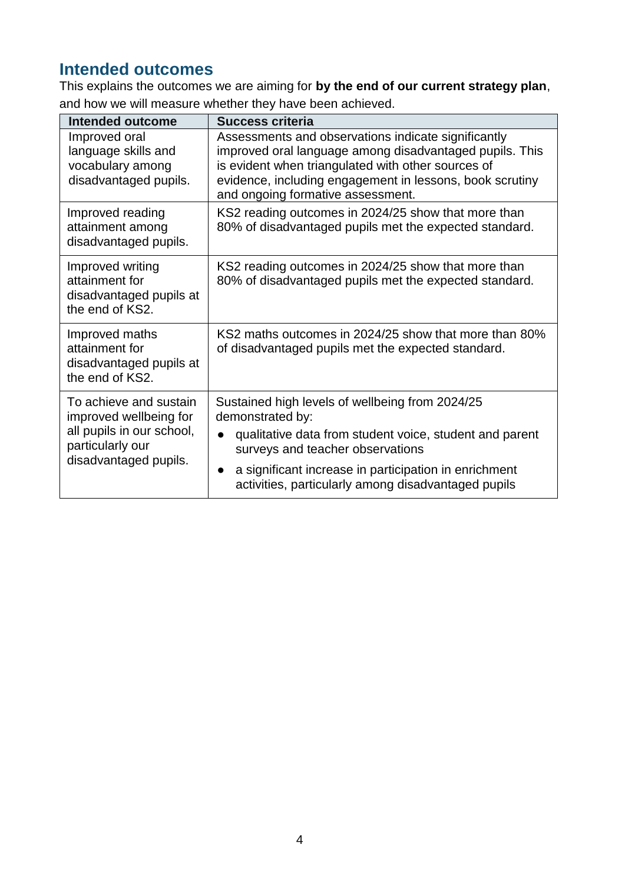## Intended outcomes

This explains the outcomes we are aiming for **by the end of our current strategy plan**, and how we will measure whether they have been achieved.

| Intended outcome | Success criteria |
|---|---|
| Improved oral language skills and vocabulary among disadvantaged pupils. | Assessments and observations indicate significantly improved oral language among disadvantaged pupils. This is evident when triangulated with other sources of evidence, including engagement in lessons, book scrutiny and ongoing formative assessment. |
| Improved reading attainment among disadvantaged pupils. | KS2 reading outcomes in 2024/25 show that more than 80% of disadvantaged pupils met the expected standard. |
| Improved writing attainment for disadvantaged pupils at the end of KS2. | KS2 reading outcomes in 2024/25 show that more than 80% of disadvantaged pupils met the expected standard. |
| Improved maths attainment for disadvantaged pupils at the end of KS2. | KS2 maths outcomes in 2024/25 show that more than 80% of disadvantaged pupils met the expected standard. |
| To achieve and sustain improved wellbeing for all pupils in our school, particularly our disadvantaged pupils. | Sustained high levels of wellbeing from 2024/25 demonstrated by:<br>● qualitative data from student voice, student and parent surveys and teacher observations<br>● a significant increase in participation in enrichment activities, particularly among disadvantaged pupils |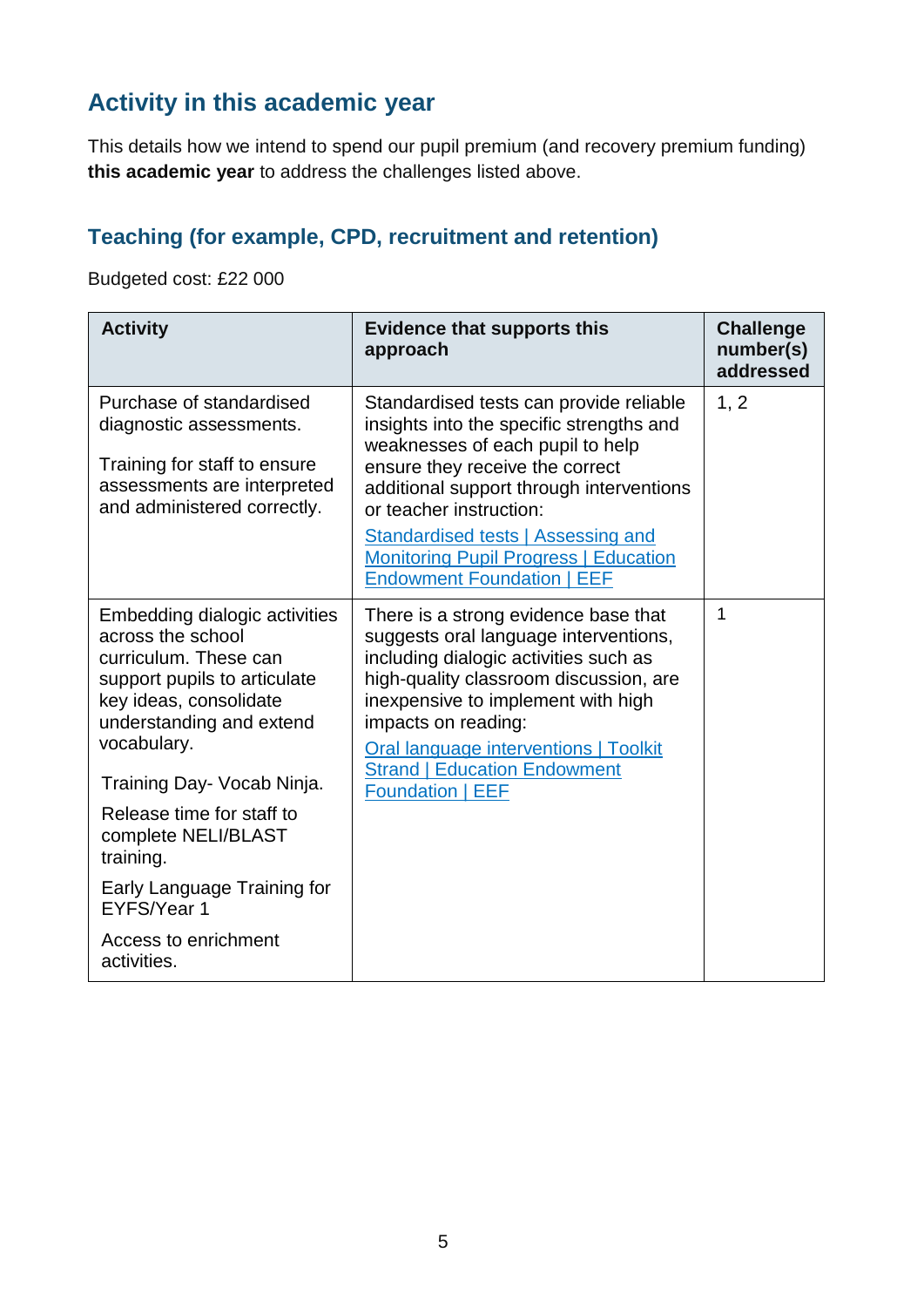## Activity in this academic year

This details how we intend to spend our pupil premium (and recovery premium funding) **this academic year** to address the challenges listed above.

### Teaching (for example, CPD, recruitment and retention)

Budgeted cost: £22 000

| Activity | Evidence that supports this approach | Challenge number(s) addressed |
|---|---|---|
| Purchase of standardised diagnostic assessments.<br><br>Training for staff to ensure assessments are interpreted and administered correctly. | Standardised tests can provide reliable insights into the specific strengths and weaknesses of each pupil to help ensure they receive the correct additional support through interventions or teacher instruction:<br><br>Standardised tests \| Assessing and Monitoring Pupil Progress \| Education Endowment Foundation \| EEF | 1, 2 |
| Embedding dialogic activities across the school curriculum. These can support pupils to articulate key ideas, consolidate understanding and extend vocabulary.<br><br>Training Day- Vocab Ninja.<br><br>Release time for staff to complete NELI/BLAST training.<br><br>Early Language Training for EYFS/Year 1<br><br>Access to enrichment activities. | There is a strong evidence base that suggests oral language interventions, including dialogic activities such as high-quality classroom discussion, are inexpensive to implement with high impacts on reading:<br><br>Oral language interventions \| Toolkit Strand \| Education Endowment Foundation \| EEF | 1 |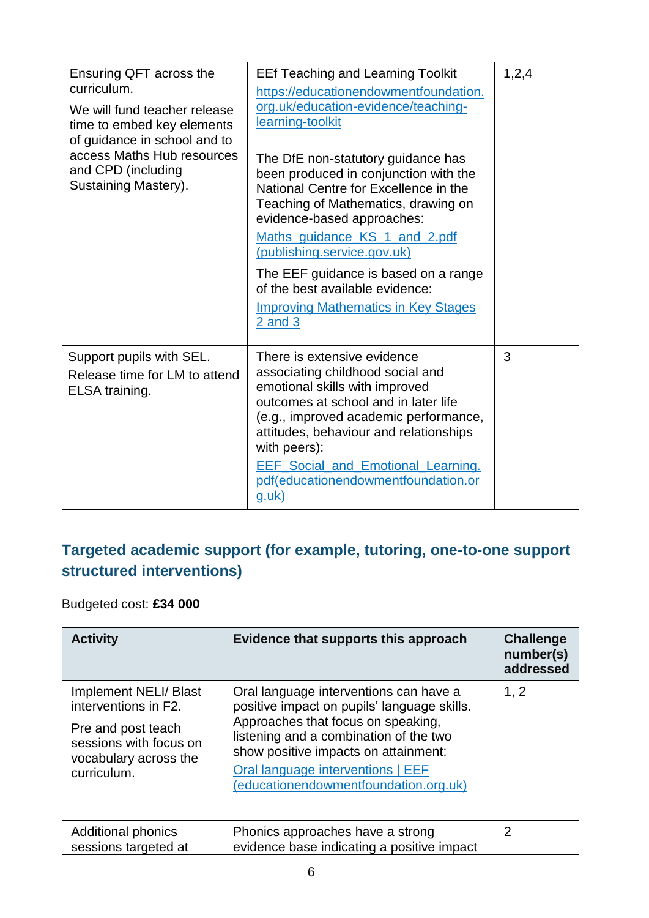| | | |
|---|---|---|
| Ensuring QFT across the curriculum.<br><br>We will fund teacher release time to embed key elements of guidance in school and to access Maths Hub resources and CPD (including Sustaining Mastery). | EEf Teaching and Learning Toolkit<br>[https://educationendowmentfoundation.org.uk/education-evidence/teaching-learning-toolkit](https://educationendowmentfoundation.org.uk/education-evidence/teaching-learning-toolkit)<br><br>The DfE non-statutory guidance has been produced in conjunction with the National Centre for Excellence in the Teaching of Mathematics, drawing on evidence-based approaches:<br>Maths_guidance_KS_1_and_2.pdf (publishing.service.gov.uk)<br><br>The EEF guidance is based on a range of the best available evidence:<br>Improving Mathematics in Key Stages 2 and 3 | 1,2,4 |
| Support pupils with SEL.<br><br>Release time for LM to attend ELSA training. | There is extensive evidence associating childhood social and emotional skills with improved outcomes at school and in later life (e.g., improved academic performance, attitudes, behaviour and relationships with peers):<br>EEF_Social_and_Emotional_Learning.pdf(educationendowmentfoundation.org.uk) | 3 |

## Targeted academic support (for example, tutoring, one-to-one support structured interventions)

Budgeted cost: **£34 000**

| Activity | Evidence that supports this approach | Challenge number(s) addressed |
|---|---|---|
| Implement NELI/ Blast interventions in F2.<br><br>Pre and post teach sessions with focus on vocabulary across the curriculum. | Oral language interventions can have a positive impact on pupils' language skills. Approaches that focus on speaking, listening and a combination of the two show positive impacts on attainment:<br>Oral language interventions \| EEF (educationendowmentfoundation.org.uk) | 1, 2 |
| Additional phonics sessions targeted at | Phonics approaches have a strong evidence base indicating a positive impact | 2 |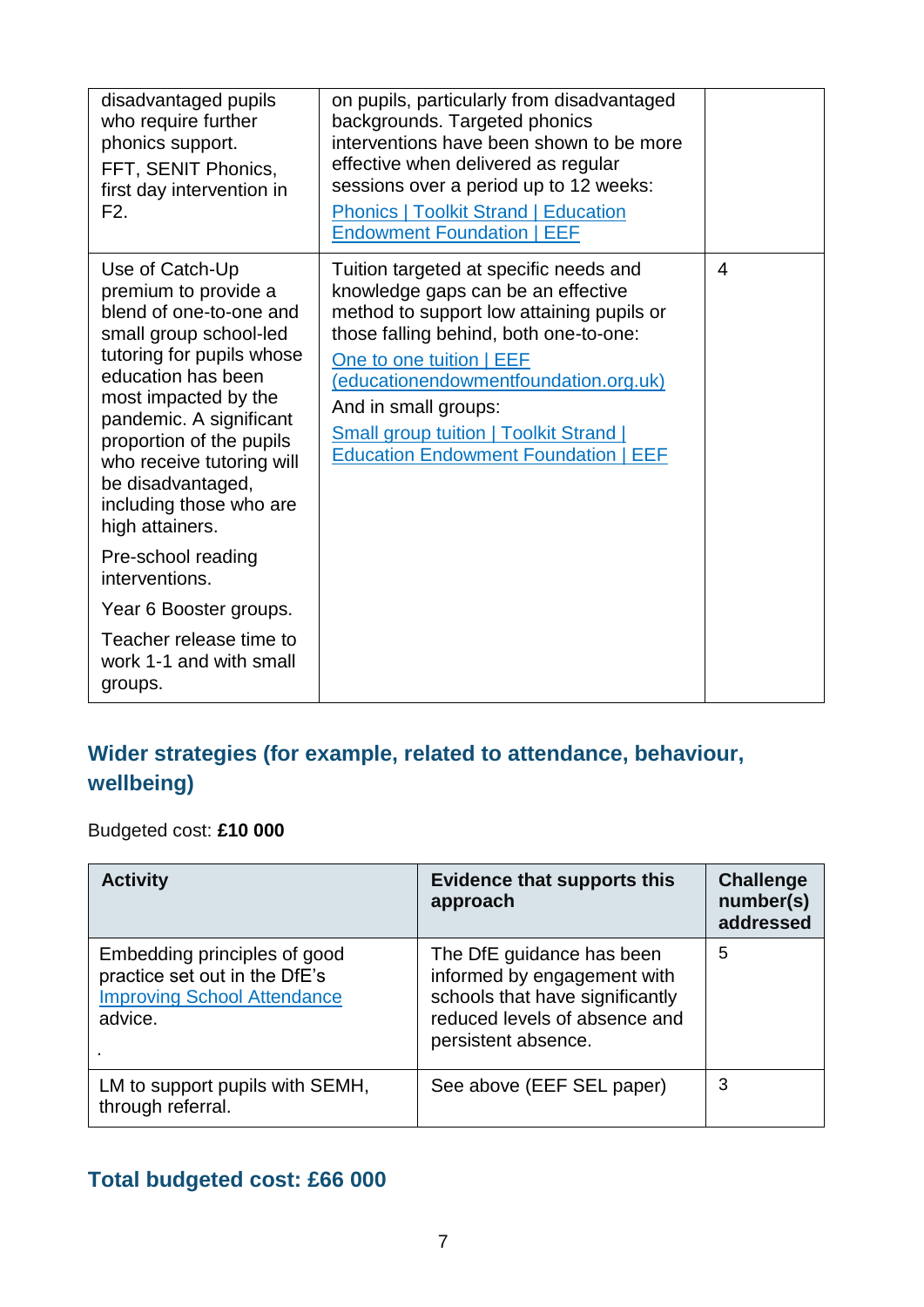| | | |
|---|---|---|
| disadvantaged pupils who require further phonics support. FFT, SENIT Phonics, first day intervention in F2. | on pupils, particularly from disadvantaged backgrounds. Targeted phonics interventions have been shown to be more effective when delivered as regular sessions over a period up to 12 weeks: [Phonics \| Toolkit Strand \| Education Endowment Foundation \| EEF] | |
| Use of Catch-Up premium to provide a blend of one-to-one and small group school-led tutoring for pupils whose education has been most impacted by the pandemic. A significant proportion of the pupils who receive tutoring will be disadvantaged, including those who are high attainers. Pre-school reading interventions. Year 6 Booster groups. Teacher release time to work 1-1 and with small groups. | Tuition targeted at specific needs and knowledge gaps can be an effective method to support low attaining pupils or those falling behind, both one-to-one: [One to one tuition \| EEF (educationendowmentfoundation.org.uk)] And in small groups: [Small group tuition \| Toolkit Strand \| Education Endowment Foundation \| EEF] | 4 |

## Wider strategies (for example, related to attendance, behaviour, wellbeing)

Budgeted cost: **£10 000**

| Activity | Evidence that supports this approach | Challenge number(s) addressed |
|---|---|---|
| Embedding principles of good practice set out in the DfE's [Improving School Attendance] advice. . | The DfE guidance has been informed by engagement with schools that have significantly reduced levels of absence and persistent absence. | 5 |
| LM to support pupils with SEMH, through referral. | See above (EEF SEL paper) | 3 |

## Total budgeted cost: £66 000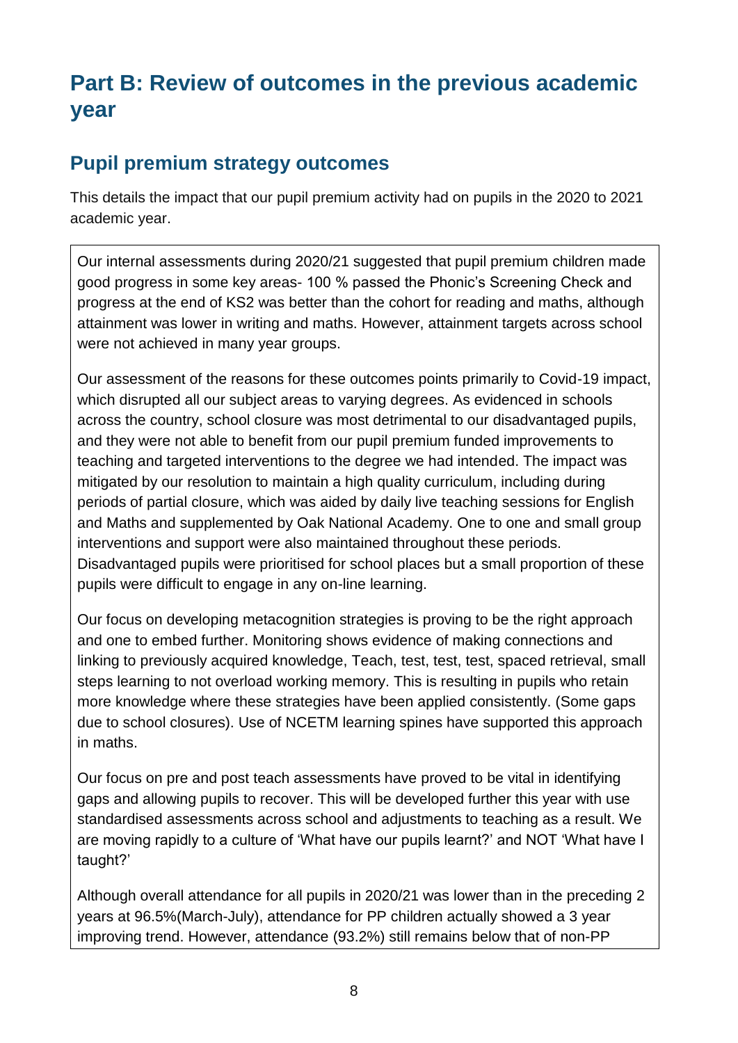# Part B: Review of outcomes in the previous academic year

## Pupil premium strategy outcomes

This details the impact that our pupil premium activity had on pupils in the 2020 to 2021 academic year.

Our internal assessments during 2020/21 suggested that pupil premium children made good progress in some key areas- 100 % passed the Phonic's Screening Check and progress at the end of KS2 was better than the cohort for reading and maths, although attainment was lower in writing and maths. However, attainment targets across school were not achieved in many year groups.

Our assessment of the reasons for these outcomes points primarily to Covid-19 impact, which disrupted all our subject areas to varying degrees. As evidenced in schools across the country, school closure was most detrimental to our disadvantaged pupils, and they were not able to benefit from our pupil premium funded improvements to teaching and targeted interventions to the degree we had intended. The impact was mitigated by our resolution to maintain a high quality curriculum, including during periods of partial closure, which was aided by daily live teaching sessions for English and Maths and supplemented by Oak National Academy. One to one and small group interventions and support were also maintained throughout these periods. Disadvantaged pupils were prioritised for school places but a small proportion of these pupils were difficult to engage in any on-line learning.

Our focus on developing metacognition strategies is proving to be the right approach and one to embed further. Monitoring shows evidence of making connections and linking to previously acquired knowledge, Teach, test, test, test, spaced retrieval, small steps learning to not overload working memory. This is resulting in pupils who retain more knowledge where these strategies have been applied consistently. (Some gaps due to school closures). Use of NCETM learning spines have supported this approach in maths.

Our focus on pre and post teach assessments have proved to be vital in identifying gaps and allowing pupils to recover. This will be developed further this year with use standardised assessments across school and adjustments to teaching as a result. We are moving rapidly to a culture of 'What have our pupils learnt?' and NOT 'What have I taught?'

Although overall attendance for all pupils in 2020/21 was lower than in the preceding 2 years at 96.5%(March-July), attendance for PP children actually showed a 3 year improving trend. However, attendance (93.2%) still remains below that of non-PP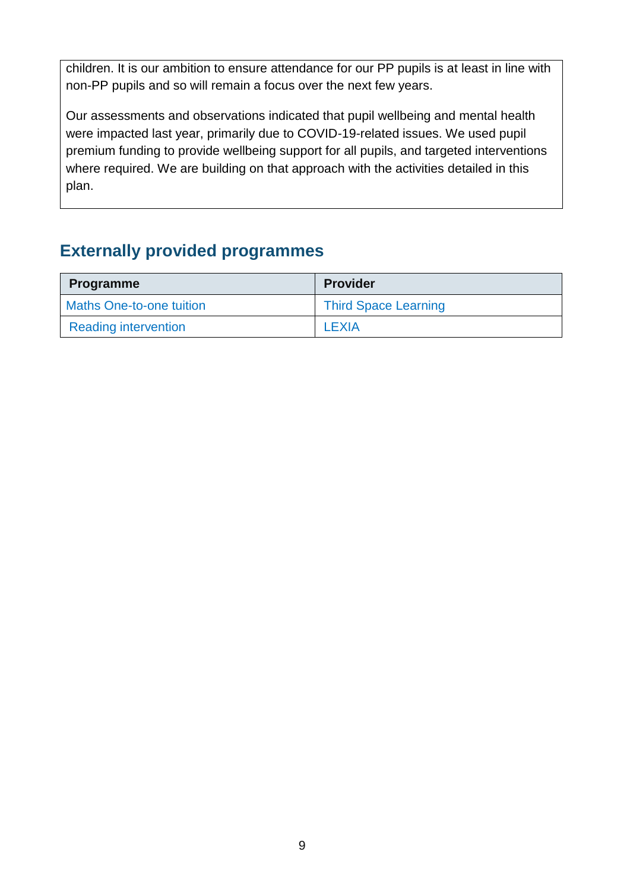children. It is our ambition to ensure attendance for our PP pupils is at least in line with non-PP pupils and so will remain a focus over the next few years.

Our assessments and observations indicated that pupil wellbeing and mental health were impacted last year, primarily due to COVID-19-related issues. We used pupil premium funding to provide wellbeing support for all pupils, and targeted interventions where required. We are building on that approach with the activities detailed in this plan.

## Externally provided programmes

| Programme | Provider |
| --- | --- |
| Maths One-to-one tuition | Third Space Learning |
| Reading intervention | LEXIA |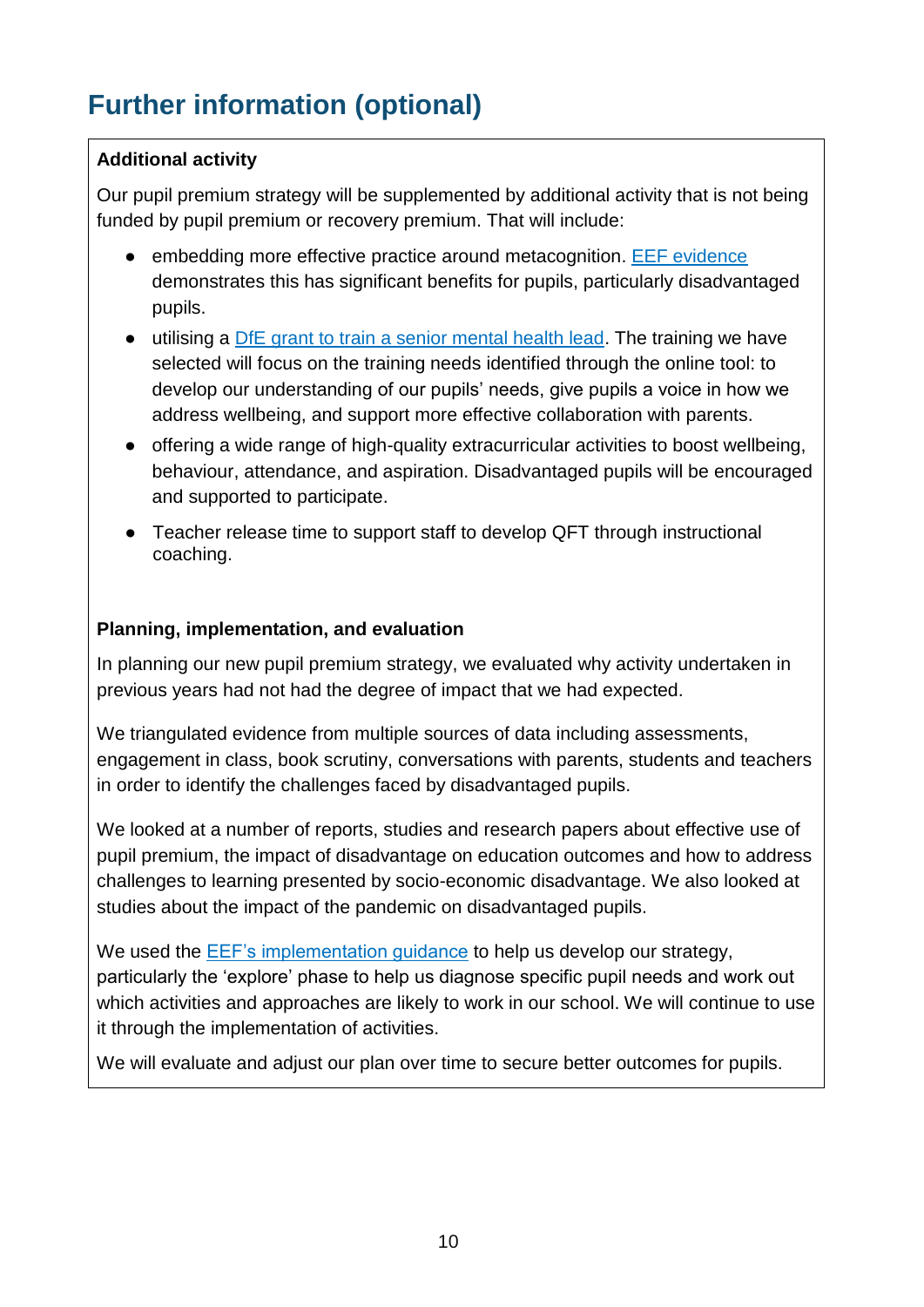## Further information (optional)

**Additional activity**

Our pupil premium strategy will be supplemented by additional activity that is not being funded by pupil premium or recovery premium. That will include:

- embedding more effective practice around metacognition. EEF evidence demonstrates this has significant benefits for pupils, particularly disadvantaged pupils.
- utilising a DfE grant to train a senior mental health lead. The training we have selected will focus on the training needs identified through the online tool: to develop our understanding of our pupils' needs, give pupils a voice in how we address wellbeing, and support more effective collaboration with parents.
- offering a wide range of high-quality extracurricular activities to boost wellbeing, behaviour, attendance, and aspiration. Disadvantaged pupils will be encouraged and supported to participate.
- Teacher release time to support staff to develop QFT through instructional coaching.

**Planning, implementation, and evaluation**

In planning our new pupil premium strategy, we evaluated why activity undertaken in previous years had not had the degree of impact that we had expected.

We triangulated evidence from multiple sources of data including assessments, engagement in class, book scrutiny, conversations with parents, students and teachers in order to identify the challenges faced by disadvantaged pupils.

We looked at a number of reports, studies and research papers about effective use of pupil premium, the impact of disadvantage on education outcomes and how to address challenges to learning presented by socio-economic disadvantage. We also looked at studies about the impact of the pandemic on disadvantaged pupils.

We used the EEF's implementation guidance to help us develop our strategy, particularly the 'explore' phase to help us diagnose specific pupil needs and work out which activities and approaches are likely to work in our school. We will continue to use it through the implementation of activities.

We will evaluate and adjust our plan over time to secure better outcomes for pupils.